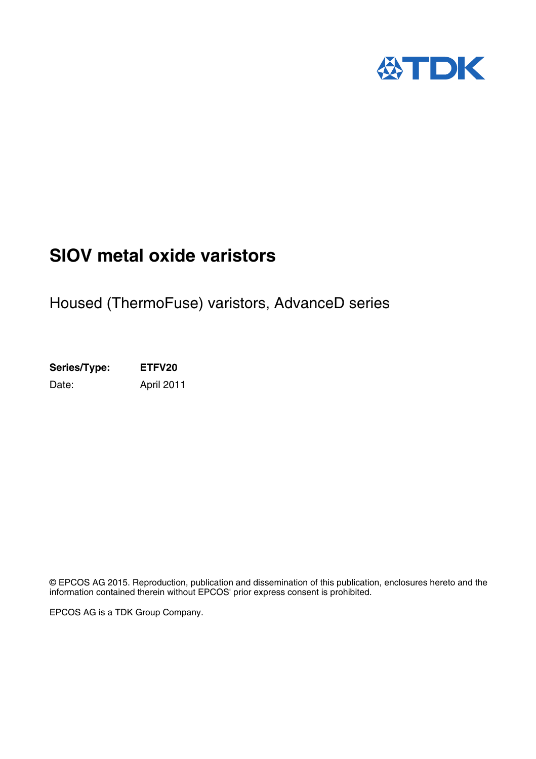# SIOV metal oxide varistors

## Housed (ThermoFuse) varistors, AdvanceD series

**Series/Type:** **ETFV20**

Date: April 2011

© EPCOS AG 2015. Reproduction, publication and dissemination of this publication, enclosures hereto and the information contained therein without EPCOS' prior express consent is prohibited.

EPCOS AG is a TDK Group Company.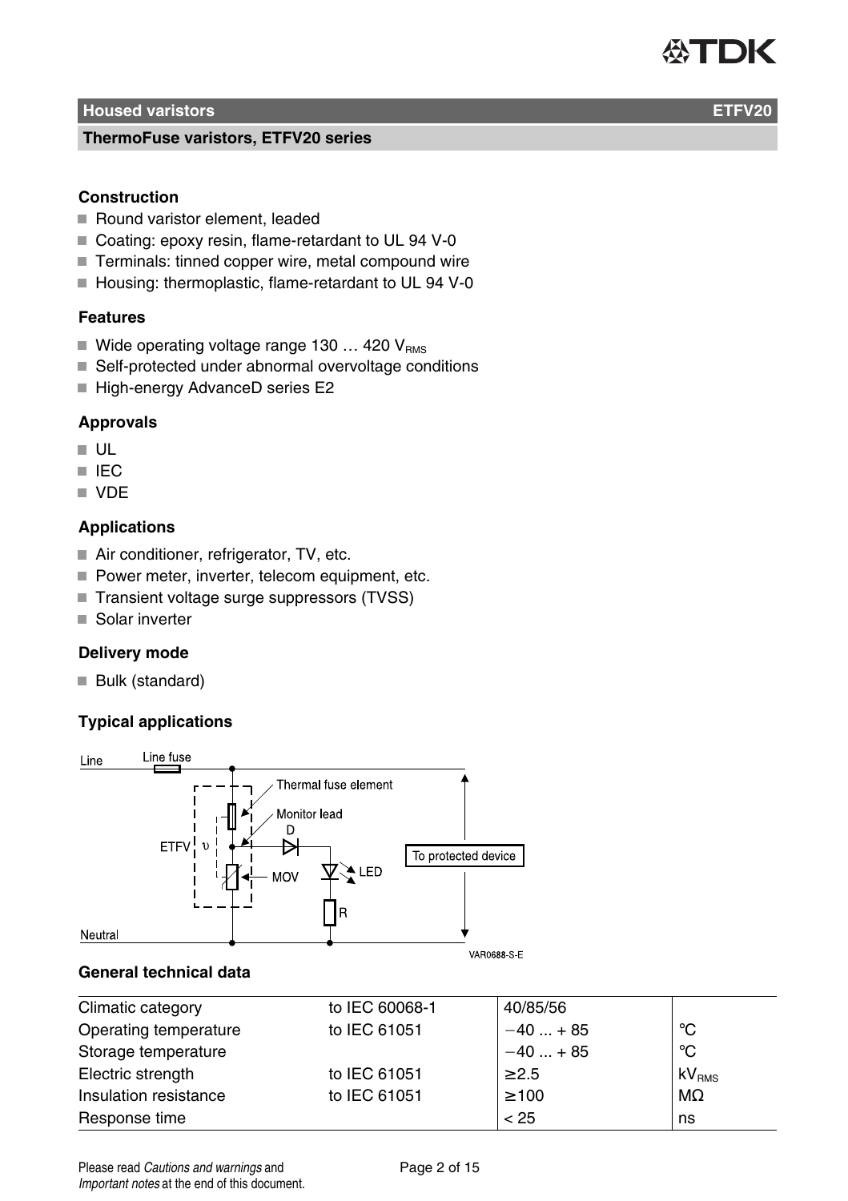## Housed varistors ETFV20

### ThermoFuse varistors, ETFV20 series

### Construction

- Round varistor element, leaded
- Coating: epoxy resin, flame-retardant to UL 94 V-0
- Terminals: tinned copper wire, metal compound wire
- Housing: thermoplastic, flame-retardant to UL 94 V-0

### Features

- Wide operating voltage range 130 … 420 $V_{RMS}$
- Self-protected under abnormal overvoltage conditions
- High-energy AdvanceD series E2

### Approvals

- UL
- IEC
- VDE

### Applications

- Air conditioner, refrigerator, TV, etc.
- Power meter, inverter, telecom equipment, etc.
- Transient voltage surge suppressors (TVSS)
- Solar inverter

### Delivery mode

- Bulk (standard)

### Typical applications

Line, Line fuse, Thermal fuse element, Monitor lead, D, ETFV, υ, MOV, LED, R, To protected device, Neutral

VAR0688-S-E

### General technical data

| | | | |
|---|---|---|---|
| Climatic category | to IEC 60068-1 | 40/85/56 | |
| Operating temperature | to IEC 61051 | −40 ... + 85 | °C |
| Storage temperature | | −40 ... + 85 | °C |
| Electric strength | to IEC 61051 | ≥2.5 | $kV_{RMS}$ |
| Insulation resistance | to IEC 61051 | ≥100 | MΩ |
| Response time | | < 25 | ns |

Please read *Cautions and warnings* and *Important notes* at the end of this document.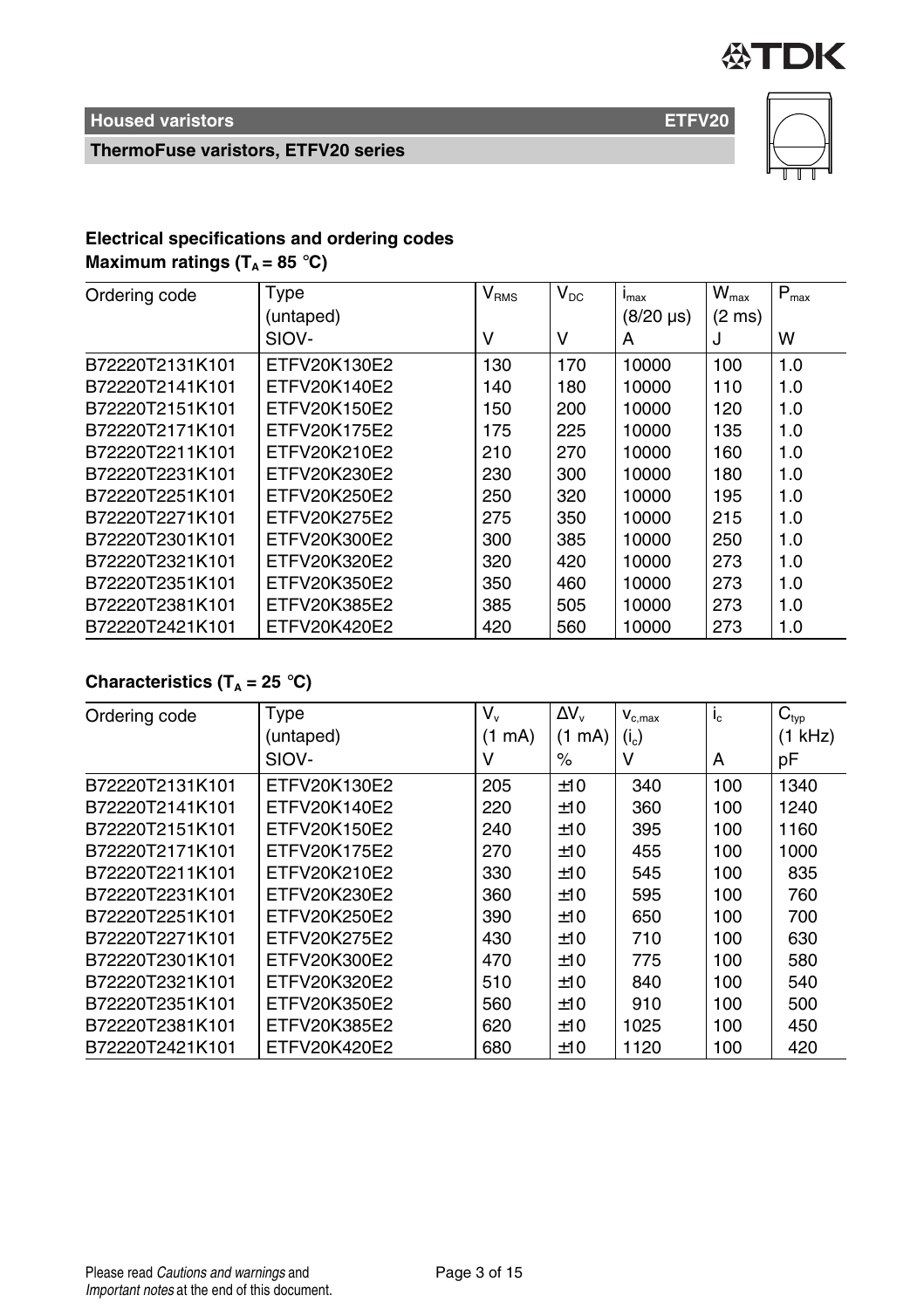## Electrical specifications and ordering codes

**Maximum ratings ($T_A$ = 85 °C)**

| Ordering code | Type (untaped) SIOV- | $V_{RMS}$ V | $V_{DC}$ V | $i_{max}$ (8/20 µs) A | $W_{max}$ (2 ms) J | $P_{max}$ W |
|---|---|---|---|---|---|---|
| B72220T2131K101 | ETFV20K130E2 | 130 | 170 | 10000 | 100 | 1.0 |
| B72220T2141K101 | ETFV20K140E2 | 140 | 180 | 10000 | 110 | 1.0 |
| B72220T2151K101 | ETFV20K150E2 | 150 | 200 | 10000 | 120 | 1.0 |
| B72220T2171K101 | ETFV20K175E2 | 175 | 225 | 10000 | 135 | 1.0 |
| B72220T2211K101 | ETFV20K210E2 | 210 | 270 | 10000 | 160 | 1.0 |
| B72220T2231K101 | ETFV20K230E2 | 230 | 300 | 10000 | 180 | 1.0 |
| B72220T2251K101 | ETFV20K250E2 | 250 | 320 | 10000 | 195 | 1.0 |
| B72220T2271K101 | ETFV20K275E2 | 275 | 350 | 10000 | 215 | 1.0 |
| B72220T2301K101 | ETFV20K300E2 | 300 | 385 | 10000 | 250 | 1.0 |
| B72220T2321K101 | ETFV20K320E2 | 320 | 420 | 10000 | 273 | 1.0 |
| B72220T2351K101 | ETFV20K350E2 | 350 | 460 | 10000 | 273 | 1.0 |
| B72220T2381K101 | ETFV20K385E2 | 385 | 505 | 10000 | 273 | 1.0 |
| B72220T2421K101 | ETFV20K420E2 | 420 | 560 | 10000 | 273 | 1.0 |

**Characteristics ($T_A$ = 25 °C)**

| Ordering code | Type (untaped) SIOV- | $V_v$ (1 mA) V | $\Delta V_v$ (1 mA) % | $v_{c,max}$ ($i_c$) V | $i_c$ A | $C_{typ}$ (1 kHz) pF |
|---|---|---|---|---|---|---|
| B72220T2131K101 | ETFV20K130E2 | 205 | ±10 | 340 | 100 | 1340 |
| B72220T2141K101 | ETFV20K140E2 | 220 | ±10 | 360 | 100 | 1240 |
| B72220T2151K101 | ETFV20K150E2 | 240 | ±10 | 395 | 100 | 1160 |
| B72220T2171K101 | ETFV20K175E2 | 270 | ±10 | 455 | 100 | 1000 |
| B72220T2211K101 | ETFV20K210E2 | 330 | ±10 | 545 | 100 | 835 |
| B72220T2231K101 | ETFV20K230E2 | 360 | ±10 | 595 | 100 | 760 |
| B72220T2251K101 | ETFV20K250E2 | 390 | ±10 | 650 | 100 | 700 |
| B72220T2271K101 | ETFV20K275E2 | 430 | ±10 | 710 | 100 | 630 |
| B72220T2301K101 | ETFV20K300E2 | 470 | ±10 | 775 | 100 | 580 |
| B72220T2321K101 | ETFV20K320E2 | 510 | ±10 | 840 | 100 | 540 |
| B72220T2351K101 | ETFV20K350E2 | 560 | ±10 | 910 | 100 | 500 |
| B72220T2381K101 | ETFV20K385E2 | 620 | ±10 | 1025 | 100 | 450 |
| B72220T2421K101 | ETFV20K420E2 | 680 | ±10 | 1120 | 100 | 420 |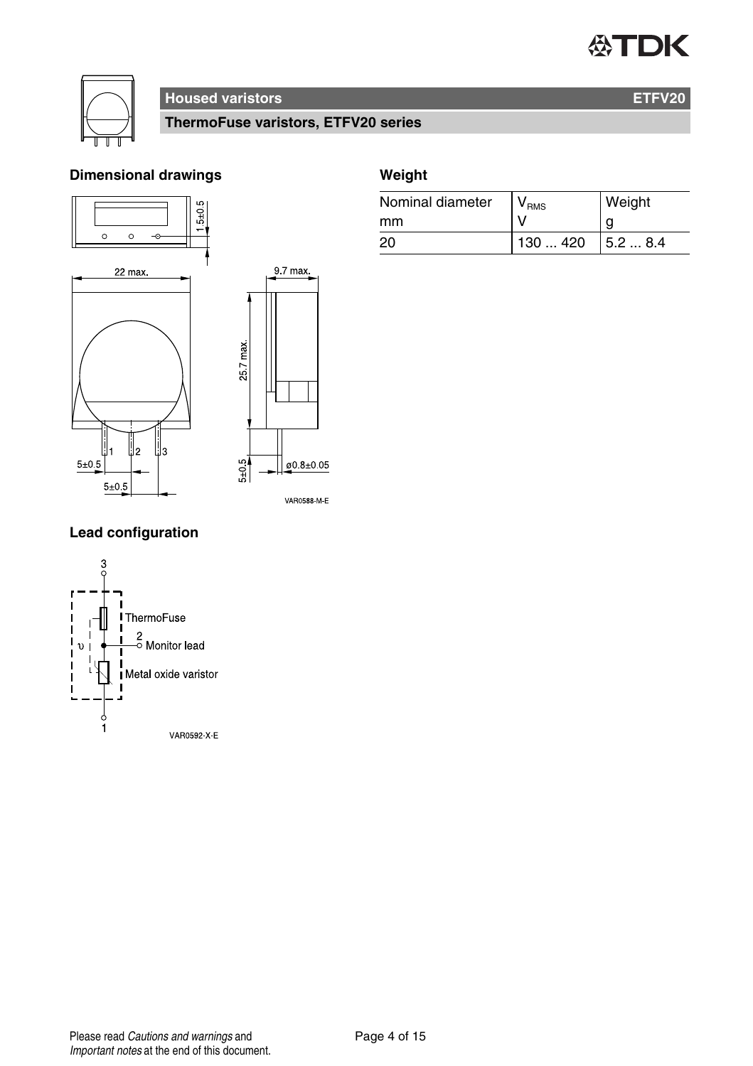## Housed varistors

**ETFV20**

**ThermoFuse varistors, ETFV20 series**

### Dimensional drawings

22 max.

9.7 max.

25.7 max.

1.5±0.5

5±0.5

5±0.5

5±0.5

ø0.8±0.05

VAR0588-M-E

### Weight

| Nominal diameter mm | $V_{RMS}$ V | Weight g |
|---|---|---|
| 20 | 130 ... 420 | 5.2 ... 8.4 |

### Lead configuration

3

ThermoFuse

2 Monitor lead

Metal oxide varistor

1

VAR0592-X-E

Please read *Cautions and warnings* and *Important notes* at the end of this document.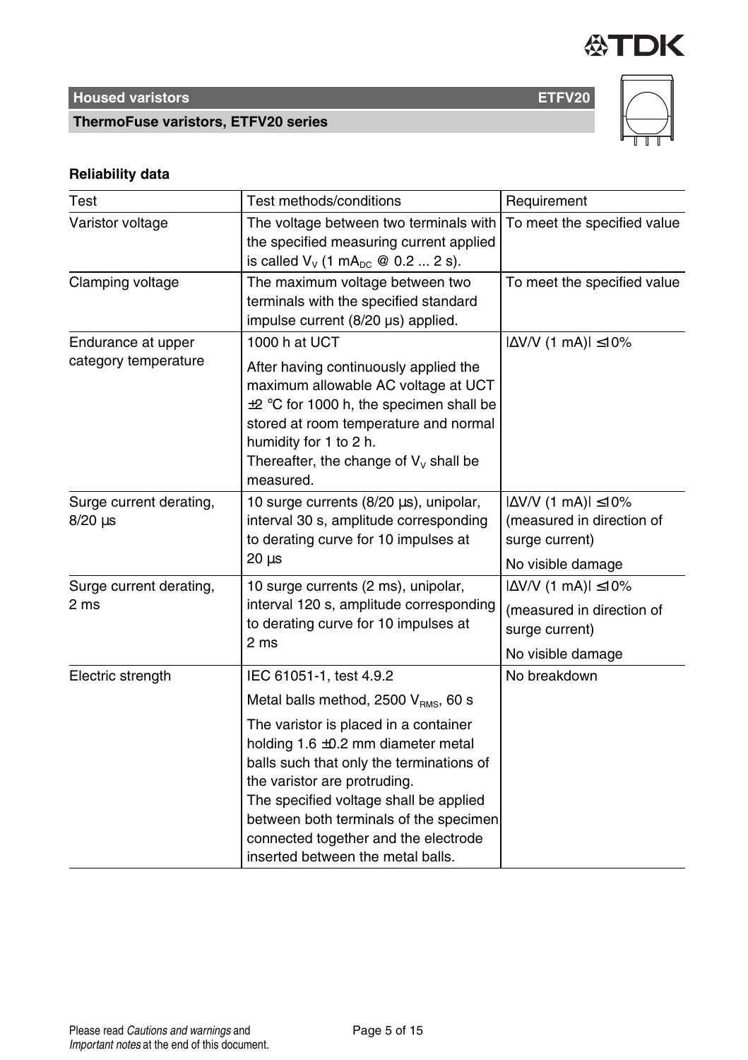## Reliability data

| Test | Test methods/conditions | Requirement |
|---|---|---|
| Varistor voltage | The voltage between two terminals with the specified measuring current applied is called $V_V$ (1 $mA_{DC}$ @ 0.2 ... 2 s). | To meet the specified value |
| Clamping voltage | The maximum voltage between two terminals with the specified standard impulse current (8/20 µs) applied. | To meet the specified value |
| Endurance at upper category temperature | 1000 h at UCT<br>After having continuously applied the maximum allowable AC voltage at UCT ±2 °C for 1000 h, the specimen shall be stored at room temperature and normal humidity for 1 to 2 h.<br>Thereafter, the change of $V_V$ shall be measured. | $\lvert\Delta V/V$ (1 mA)$\rvert \leq 10\%$ |
| Surge current derating, 8/20 µs | 10 surge currents (8/20 µs), unipolar, interval 30 s, amplitude corresponding to derating curve for 10 impulses at 20 µs | $\lvert\Delta V/V$ (1 mA)$\rvert \leq 10\%$ (measured in direction of surge current)<br>No visible damage |
| Surge current derating, 2 ms | 10 surge currents (2 ms), unipolar, interval 120 s, amplitude corresponding to derating curve for 10 impulses at 2 ms | $\lvert\Delta V/V$ (1 mA)$\rvert \leq 10\%$<br>(measured in direction of surge current)<br>No visible damage |
| Electric strength | IEC 61051-1, test 4.9.2<br>Metal balls method, 2500 $V_{RMS}$, 60 s<br>The varistor is placed in a container holding 1.6 ±0.2 mm diameter metal balls such that only the terminations of the varistor are protruding.<br>The specified voltage shall be applied between both terminals of the specimen connected together and the electrode inserted between the metal balls. | No breakdown |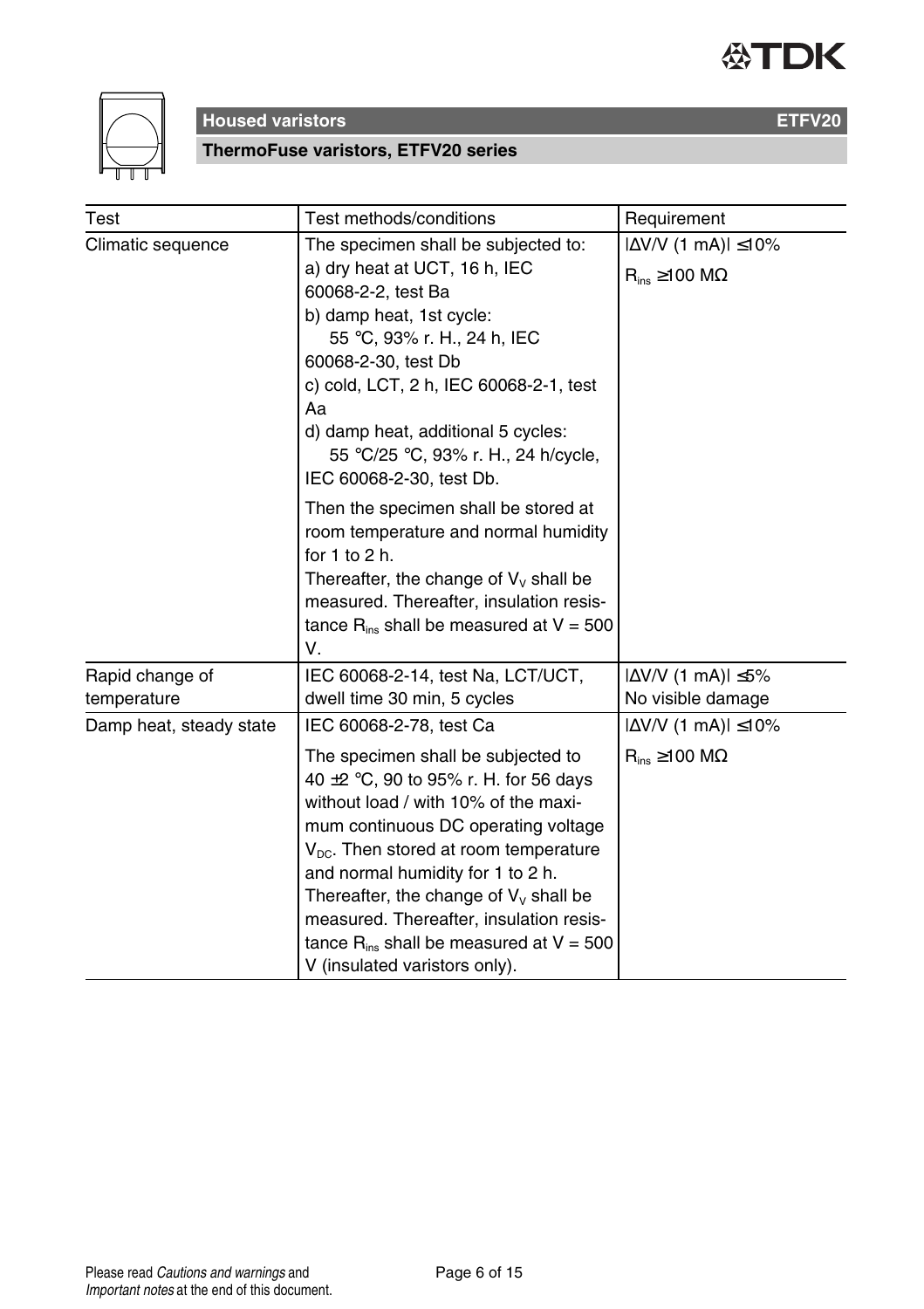| Test | Test methods/conditions | Requirement |
|---|---|---|
| Climatic sequence | The specimen shall be subjected to: a) dry heat at UCT, 16 h, IEC 60068-2-2, test Ba b) damp heat, 1st cycle: 55 °C, 93% r. H., 24 h, IEC 60068-2-30, test Db c) cold, LCT, 2 h, IEC 60068-2-1, test Aa d) damp heat, additional 5 cycles: 55 °C/25 °C, 93% r. H., 24 h/cycle, IEC 60068-2-30, test Db. Then the specimen shall be stored at room temperature and normal humidity for 1 to 2 h. Thereafter, the change of $V_V$ shall be measured. Thereafter, insulation resistance $R_{ins}$ shall be measured at V = 500 V. | $\lvert\Delta V/V$ (1 mA)$\rvert \leq 10\%$ $R_{ins} \geq 100$ MΩ |
| Rapid change of temperature | IEC 60068-2-14, test Na, LCT/UCT, dwell time 30 min, 5 cycles | $\lvert\Delta V/V$ (1 mA)$\rvert \leq 5\%$ No visible damage |
| Damp heat, steady state | IEC 60068-2-78, test Ca The specimen shall be subjected to 40 ±2 °C, 90 to 95% r. H. for 56 days without load / with 10% of the maximum continuous DC operating voltage $V_{DC}$. Then stored at room temperature and normal humidity for 1 to 2 h. Thereafter, the change of $V_V$ shall be measured. Thereafter, insulation resistance $R_{ins}$ shall be measured at V = 500 V (insulated varistors only). | $\lvert\Delta V/V$ (1 mA)$\rvert \leq 10\%$ $R_{ins} \geq 100$ MΩ |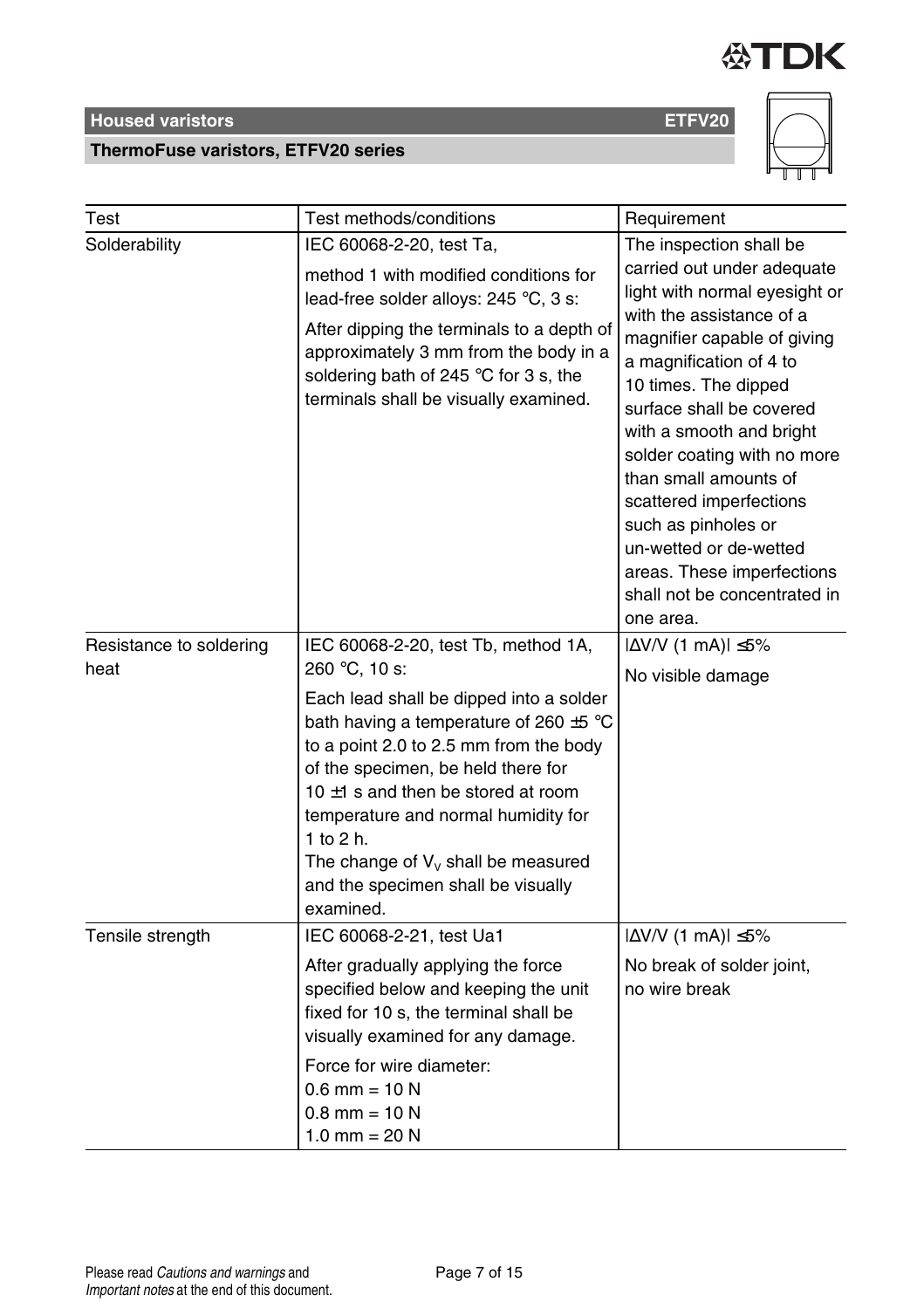| Test | Test methods/conditions | Requirement |
|---|---|---|
| Solderability | IEC 60068-2-20, test Ta,<br>method 1 with modified conditions for lead-free solder alloys: 245 °C, 3 s:<br>After dipping the terminals to a depth of approximately 3 mm from the body in a soldering bath of 245 °C for 3 s, the terminals shall be visually examined. | The inspection shall be carried out under adequate light with normal eyesight or with the assistance of a magnifier capable of giving a magnification of 4 to 10 times. The dipped surface shall be covered with a smooth and bright solder coating with no more than small amounts of scattered imperfections such as pinholes or un-wetted or de-wetted areas. These imperfections shall not be concentrated in one area. |
| Resistance to soldering heat | IEC 60068-2-20, test Tb, method 1A, 260 °C, 10 s:<br>Each lead shall be dipped into a solder bath having a temperature of 260 ±5 °C to a point 2.0 to 2.5 mm from the body of the specimen, be held there for 10 ±1 s and then be stored at room temperature and normal humidity for 1 to 2 h.<br>The change of $V_V$ shall be measured and the specimen shall be visually examined. | $\|\Delta V/V\ (1\ mA)\| \leq 5\%$<br>No visible damage |
| Tensile strength | IEC 60068-2-21, test Ua1<br>After gradually applying the force specified below and keeping the unit fixed for 10 s, the terminal shall be visually examined for any damage.<br>Force for wire diameter:<br>0.6 mm = 10 N<br>0.8 mm = 10 N<br>1.0 mm = 20 N | $\|\Delta V/V\ (1\ mA)\| \leq 5\%$<br>No break of solder joint, no wire break |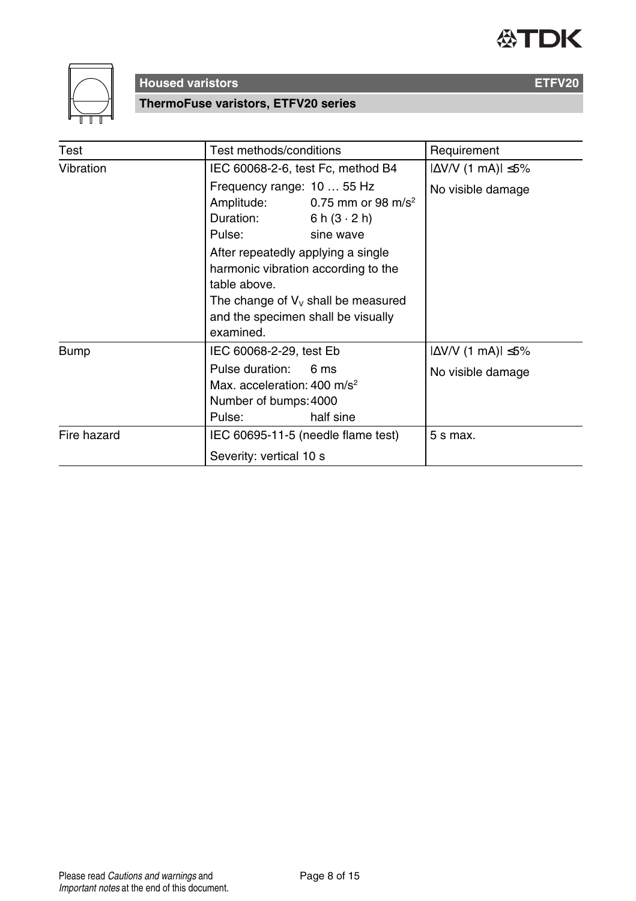| Test | Test methods/conditions | Requirement |
|---|---|---|
| Vibration | IEC 60068-2-6, test Fc, method B4<br>Frequency range: 10 … 55 Hz<br>Amplitude: 0.75 mm or 98 m/s$^2$<br>Duration: 6 h (3 · 2 h)<br>Pulse: sine wave<br>After repeatedly applying a single harmonic vibration according to the table above.<br>The change of $V_V$ shall be measured and the specimen shall be visually examined. | $\|\Delta V/V\ (1\ mA)\| \leq 5\%$<br>No visible damage |
| Bump | IEC 60068-2-29, test Eb<br>Pulse duration: 6 ms<br>Max. acceleration: 400 m/s$^2$<br>Number of bumps: 4000<br>Pulse: half sine | $\|\Delta V/V\ (1\ mA)\| \leq 5\%$<br>No visible damage |
| Fire hazard | IEC 60695-11-5 (needle flame test)<br>Severity: vertical 10 s | 5 s max. |

Please read *Cautions and warnings* and *Important notes* at the end of this document.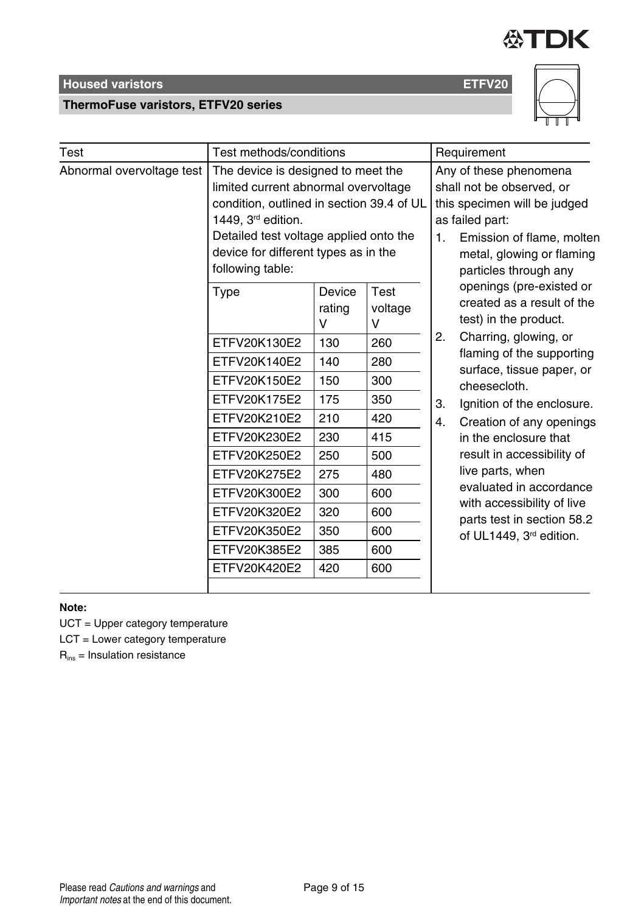| Test | Test methods/conditions | Requirement |
|---|---|---|
| Abnormal overvoltage test | The device is designed to meet the limited current abnormal overvoltage condition, outlined in section 39.4 of UL 1449, 3rd edition.<br>Detailed test voltage applied onto the device for different types as in the following table:<br><br>\| Type \| Device rating V \| Test voltage V \|<br>\| ETFV20K130E2 \| 130 \| 260 \|<br>\| ETFV20K140E2 \| 140 \| 280 \|<br>\| ETFV20K150E2 \| 150 \| 300 \|<br>\| ETFV20K175E2 \| 175 \| 350 \|<br>\| ETFV20K210E2 \| 210 \| 420 \|<br>\| ETFV20K230E2 \| 230 \| 415 \|<br>\| ETFV20K250E2 \| 250 \| 500 \|<br>\| ETFV20K275E2 \| 275 \| 480 \|<br>\| ETFV20K300E2 \| 300 \| 600 \|<br>\| ETFV20K320E2 \| 320 \| 600 \|<br>\| ETFV20K350E2 \| 350 \| 600 \|<br>\| ETFV20K385E2 \| 385 \| 600 \|<br>\| ETFV20K420E2 \| 420 \| 600 \| | Any of these phenomena shall not be observed, or this specimen will be judged as failed part:<br>1. Emission of flame, molten metal, glowing or flaming particles through any openings (pre-existed or created as a result of the test) in the product.<br>2. Charring, glowing, or flaming of the supporting surface, tissue paper, or cheesecloth.<br>3. Ignition of the enclosure.<br>4. Creation of any openings in the enclosure that result in accessibility of live parts, when evaluated in accordance with accessibility of live parts test in section 58.2 of UL1449, 3rd edition. |

**Note:**

UCT = Upper category temperature

LCT = Lower category temperature

$R_{ins}$ = Insulation resistance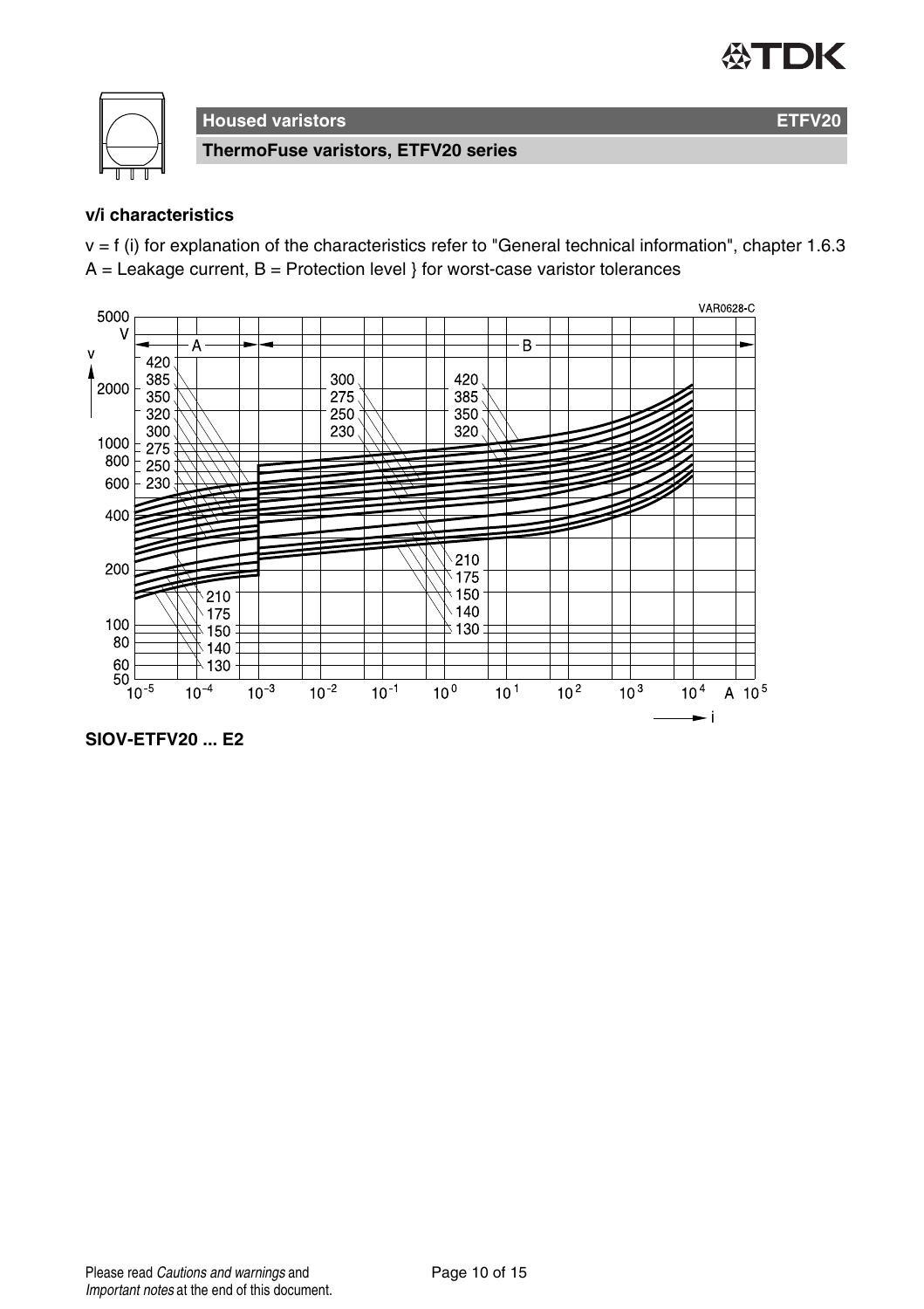**Housed varistors** **ETFV20**

**ThermoFuse varistors, ETFV20 series**

### v/i characteristics

v = f (i) for explanation of the characteristics refer to "General technical information", chapter 1.6.3
A = Leakage current, B = Protection level } for worst-case varistor tolerances

**SIOV-ETFV20 ... E2**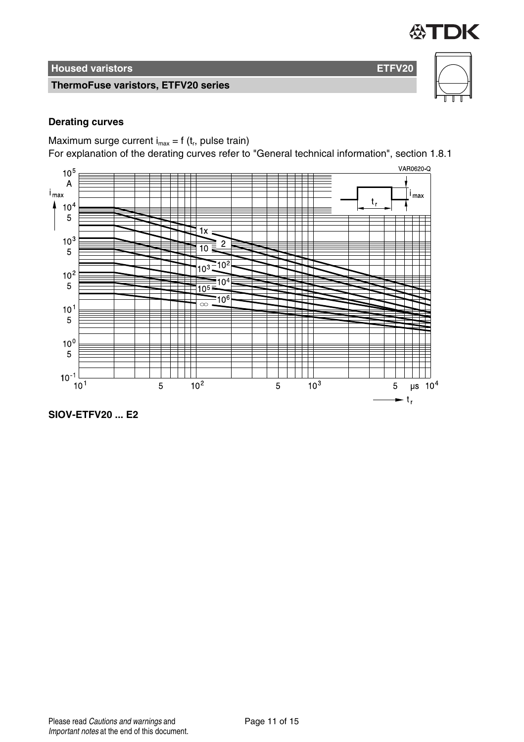## Derating curves

Maximum surge current $i_{max} = f(t_r, \text{pulse train})$
For explanation of the derating curves refer to "General technical information", section 1.8.1

**SIOV-ETFV20 ... E2**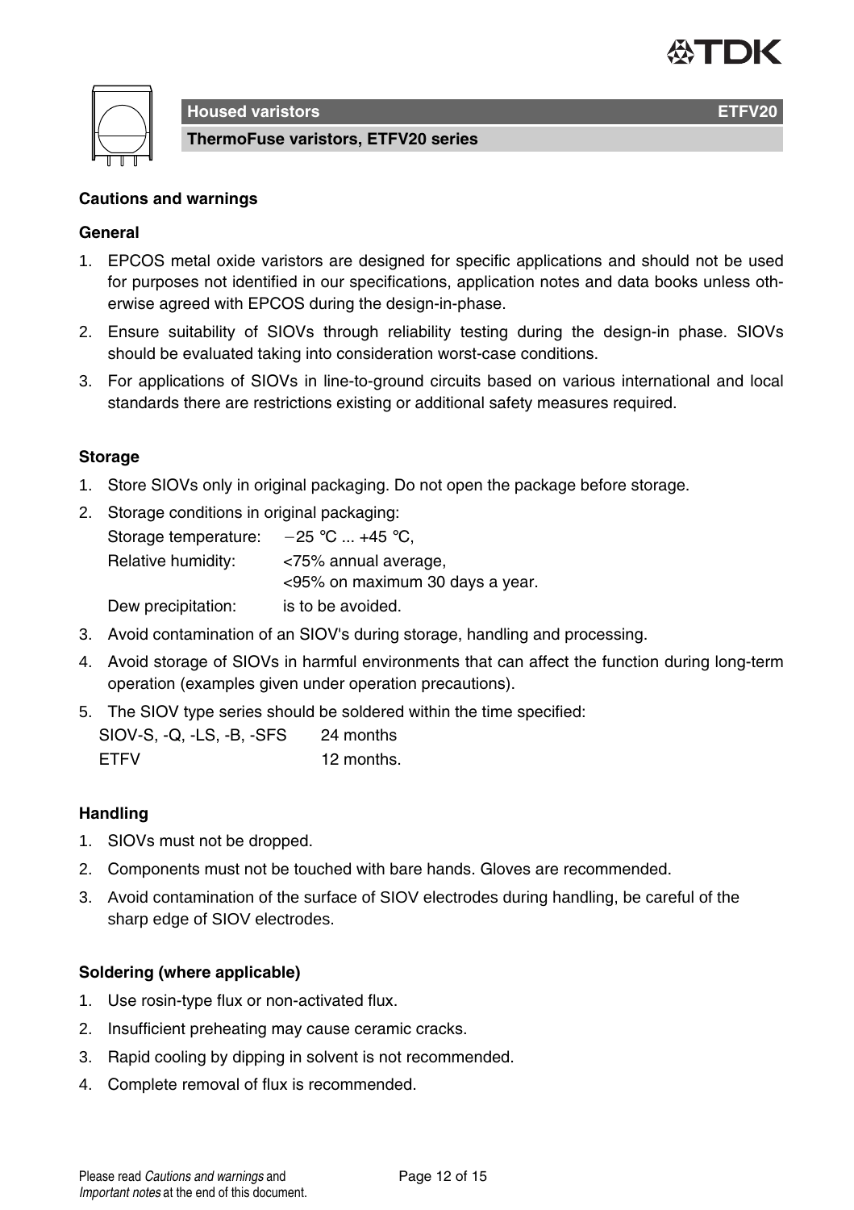## Cautions and warnings

### General

1. EPCOS metal oxide varistors are designed for specific applications and should not be used for purposes not identified in our specifications, application notes and data books unless otherwise agreed with EPCOS during the design-in-phase.
2. Ensure suitability of SIOVs through reliability testing during the design-in phase. SIOVs should be evaluated taking into consideration worst-case conditions.
3. For applications of SIOVs in line-to-ground circuits based on various international and local standards there are restrictions existing or additional safety measures required.

### Storage

1. Store SIOVs only in original packaging. Do not open the package before storage.
2. Storage conditions in original packaging:

   | | |
   |---|---|
   | Storage temperature: | −25 °C ... +45 °C, |
   | Relative humidity: | <75% annual average,<br><95% on maximum 30 days a year. |
   | Dew precipitation: | is to be avoided. |

3. Avoid contamination of an SIOV's during storage, handling and processing.
4. Avoid storage of SIOVs in harmful environments that can affect the function during long-term operation (examples given under operation precautions).
5. The SIOV type series should be soldered within the time specified:

   | | |
   |---|---|
   | SIOV-S, -Q, -LS, -B, -SFS | 24 months |
   | ETFV | 12 months. |

### Handling

1. SIOVs must not be dropped.
2. Components must not be touched with bare hands. Gloves are recommended.
3. Avoid contamination of the surface of SIOV electrodes during handling, be careful of the sharp edge of SIOV electrodes.

### Soldering (where applicable)

1. Use rosin-type flux or non-activated flux.
2. Insufficient preheating may cause ceramic cracks.
3. Rapid cooling by dipping in solvent is not recommended.
4. Complete removal of flux is recommended.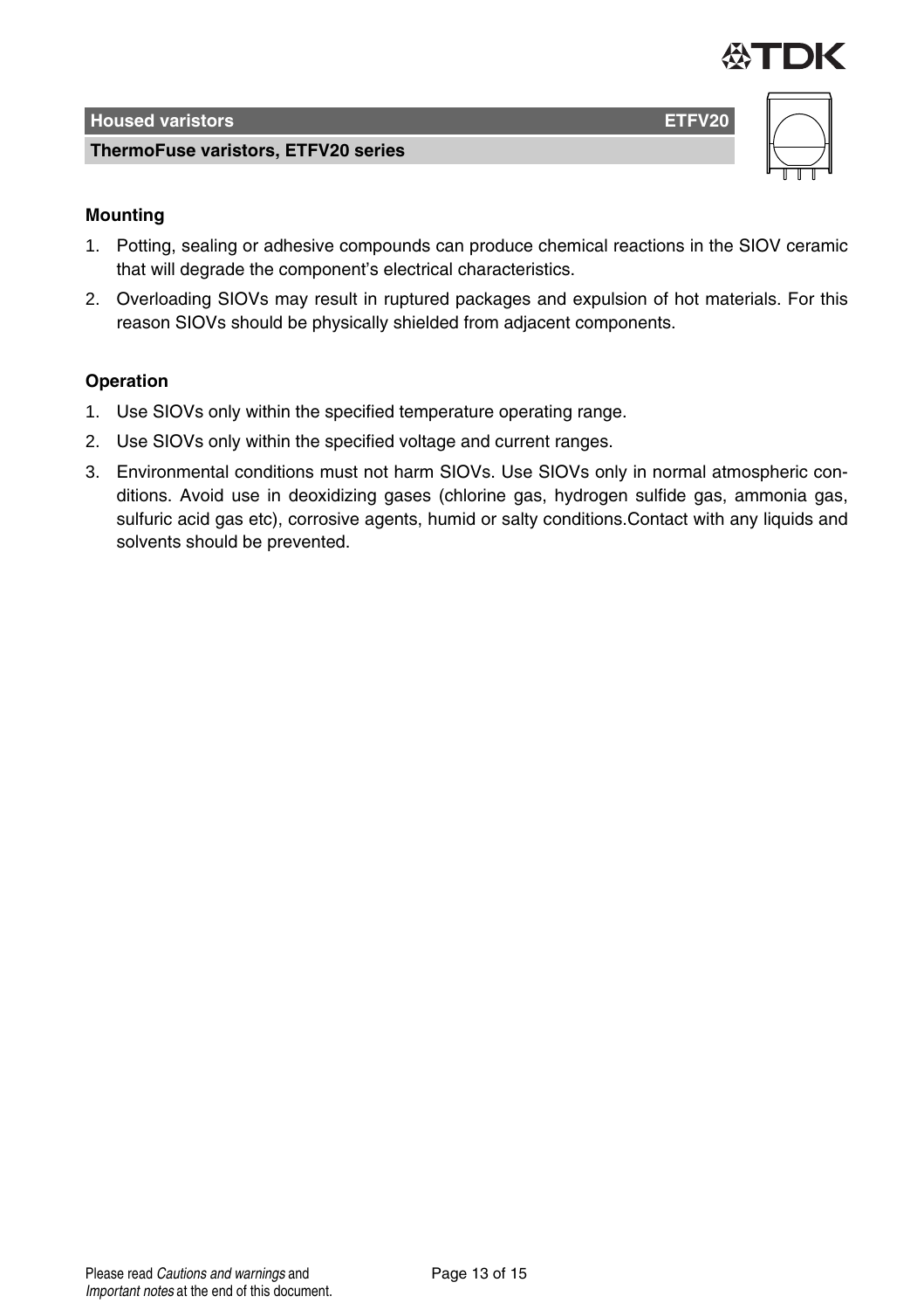## Mounting

1. Potting, sealing or adhesive compounds can produce chemical reactions in the SIOV ceramic that will degrade the component's electrical characteristics.
2. Overloading SIOVs may result in ruptured packages and expulsion of hot materials. For this reason SIOVs should be physically shielded from adjacent components.

## Operation

1. Use SIOVs only within the specified temperature operating range.
2. Use SIOVs only within the specified voltage and current ranges.
3. Environmental conditions must not harm SIOVs. Use SIOVs only in normal atmospheric conditions. Avoid use in deoxidizing gases (chlorine gas, hydrogen sulfide gas, ammonia gas, sulfuric acid gas etc), corrosive agents, humid or salty conditions.Contact with any liquids and solvents should be prevented.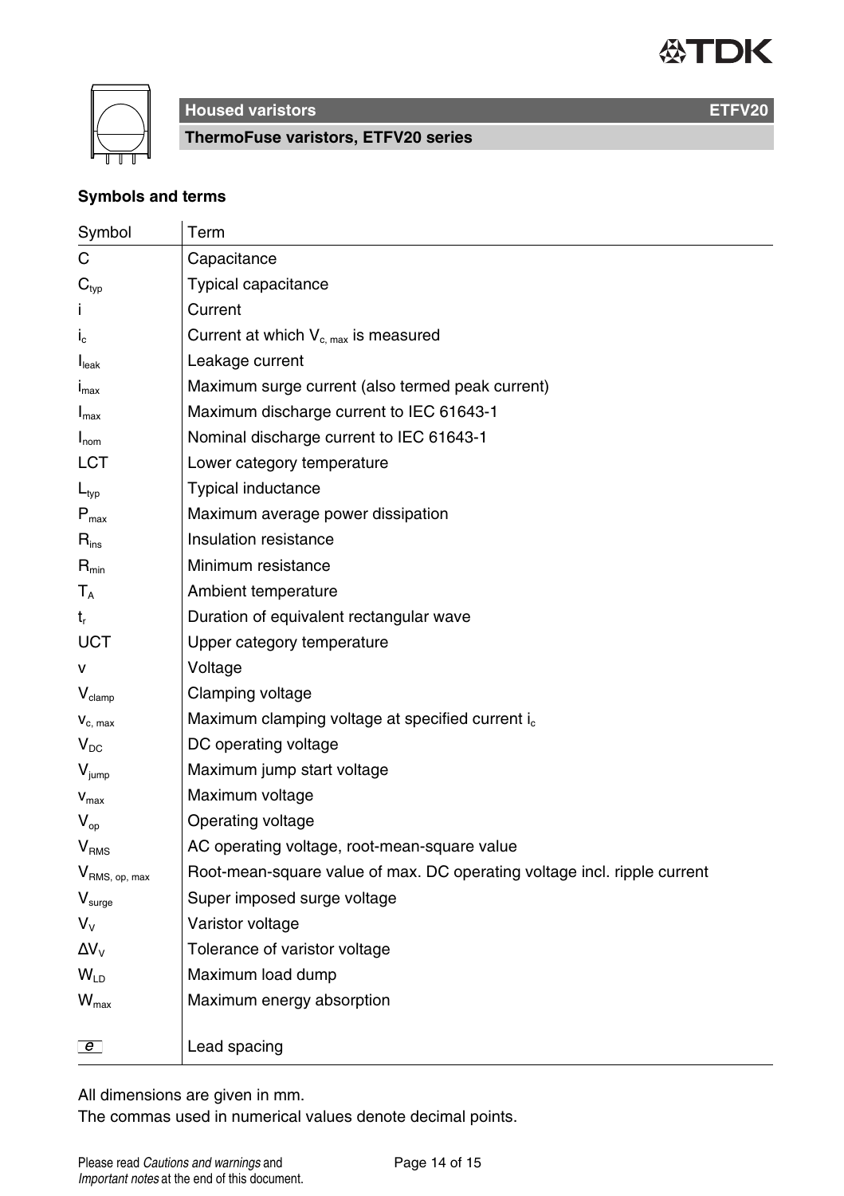## Housed varistors — ETFV20

### ThermoFuse varistors, ETFV20 series

### Symbols and terms

| Symbol | Term |
|---|---|
| $C$ | Capacitance |
| $C_{typ}$ | Typical capacitance |
| $i$ | Current |
| $i_c$ | Current at which $V_{c, max}$ is measured |
| $I_{leak}$ | Leakage current |
| $i_{max}$ | Maximum surge current (also termed peak current) |
| $I_{max}$ | Maximum discharge current to IEC 61643-1 |
| $I_{nom}$ | Nominal discharge current to IEC 61643-1 |
| LCT | Lower category temperature |
| $L_{typ}$ | Typical inductance |
| $P_{max}$ | Maximum average power dissipation |
| $R_{ins}$ | Insulation resistance |
| $R_{min}$ | Minimum resistance |
| $T_A$ | Ambient temperature |
| $t_r$ | Duration of equivalent rectangular wave |
| UCT | Upper category temperature |
| $v$ | Voltage |
| $V_{clamp}$ | Clamping voltage |
| $v_{c, max}$ | Maximum clamping voltage at specified current $i_c$ |
| $V_{DC}$ | DC operating voltage |
| $V_{jump}$ | Maximum jump start voltage |
| $v_{max}$ | Maximum voltage |
| $V_{op}$ | Operating voltage |
| $V_{RMS}$ | AC operating voltage, root-mean-square value |
| $V_{RMS, op, max}$ | Root-mean-square value of max. DC operating voltage incl. ripple current |
| $V_{surge}$ | Super imposed surge voltage |
| $V_V$ | Varistor voltage |
| $\Delta V_V$ | Tolerance of varistor voltage |
| $W_{LD}$ | Maximum load dump |
| $W_{max}$ | Maximum energy absorption |
| $e$ | Lead spacing |

All dimensions are given in mm.
The commas used in numerical values denote decimal points.

Please read *Cautions and warnings* and *Important notes* at the end of this document.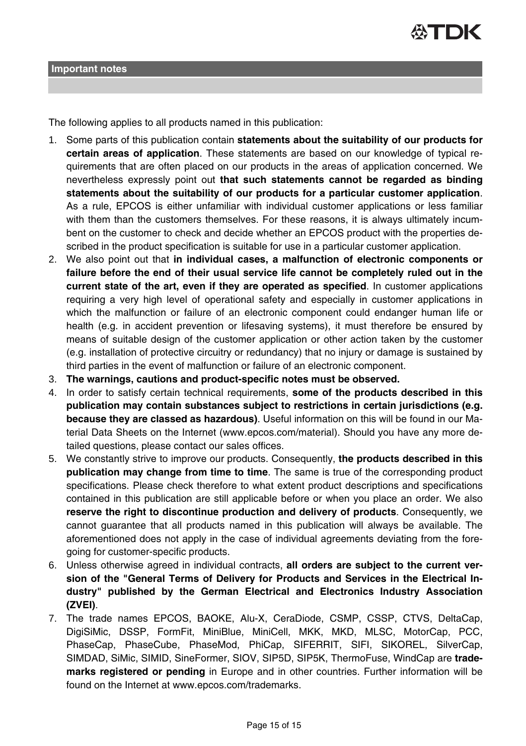## Important notes

The following applies to all products named in this publication:

1. Some parts of this publication contain **statements about the suitability of our products for certain areas of application**. These statements are based on our knowledge of typical requirements that are often placed on our products in the areas of application concerned. We nevertheless expressly point out **that such statements cannot be regarded as binding statements about the suitability of our products for a particular customer application**. As a rule, EPCOS is either unfamiliar with individual customer applications or less familiar with them than the customers themselves. For these reasons, it is always ultimately incumbent on the customer to check and decide whether an EPCOS product with the properties described in the product specification is suitable for use in a particular customer application.
2. We also point out that **in individual cases, a malfunction of electronic components or failure before the end of their usual service life cannot be completely ruled out in the current state of the art, even if they are operated as specified**. In customer applications requiring a very high level of operational safety and especially in customer applications in which the malfunction or failure of an electronic component could endanger human life or health (e.g. in accident prevention or lifesaving systems), it must therefore be ensured by means of suitable design of the customer application or other action taken by the customer (e.g. installation of protective circuitry or redundancy) that no injury or damage is sustained by third parties in the event of malfunction or failure of an electronic component.
3. **The warnings, cautions and product-specific notes must be observed.**
4. In order to satisfy certain technical requirements, **some of the products described in this publication may contain substances subject to restrictions in certain jurisdictions (e.g. because they are classed as hazardous)**. Useful information on this will be found in our Material Data Sheets on the Internet (www.epcos.com/material). Should you have any more detailed questions, please contact our sales offices.
5. We constantly strive to improve our products. Consequently, **the products described in this publication may change from time to time**. The same is true of the corresponding product specifications. Please check therefore to what extent product descriptions and specifications contained in this publication are still applicable before or when you place an order. We also **reserve the right to discontinue production and delivery of products**. Consequently, we cannot guarantee that all products named in this publication will always be available. The aforementioned does not apply in the case of individual agreements deviating from the foregoing for customer-specific products.
6. Unless otherwise agreed in individual contracts, **all orders are subject to the current version of the "General Terms of Delivery for Products and Services in the Electrical Industry" published by the German Electrical and Electronics Industry Association (ZVEI)**.
7. The trade names EPCOS, BAOKE, Alu-X, CeraDiode, CSMP, CSSP, CTVS, DeltaCap, DigiSiMic, DSSP, FormFit, MiniBlue, MiniCell, MKK, MKD, MLSC, MotorCap, PCC, PhaseCap, PhaseCube, PhaseMod, PhiCap, SIFERRIT, SIFI, SIKOREL, SilverCap, SIMDAD, SiMic, SIMID, SineFormer, SIOV, SIP5D, SIP5K, ThermoFuse, WindCap are **trademarks registered or pending** in Europe and in other countries. Further information will be found on the Internet at www.epcos.com/trademarks.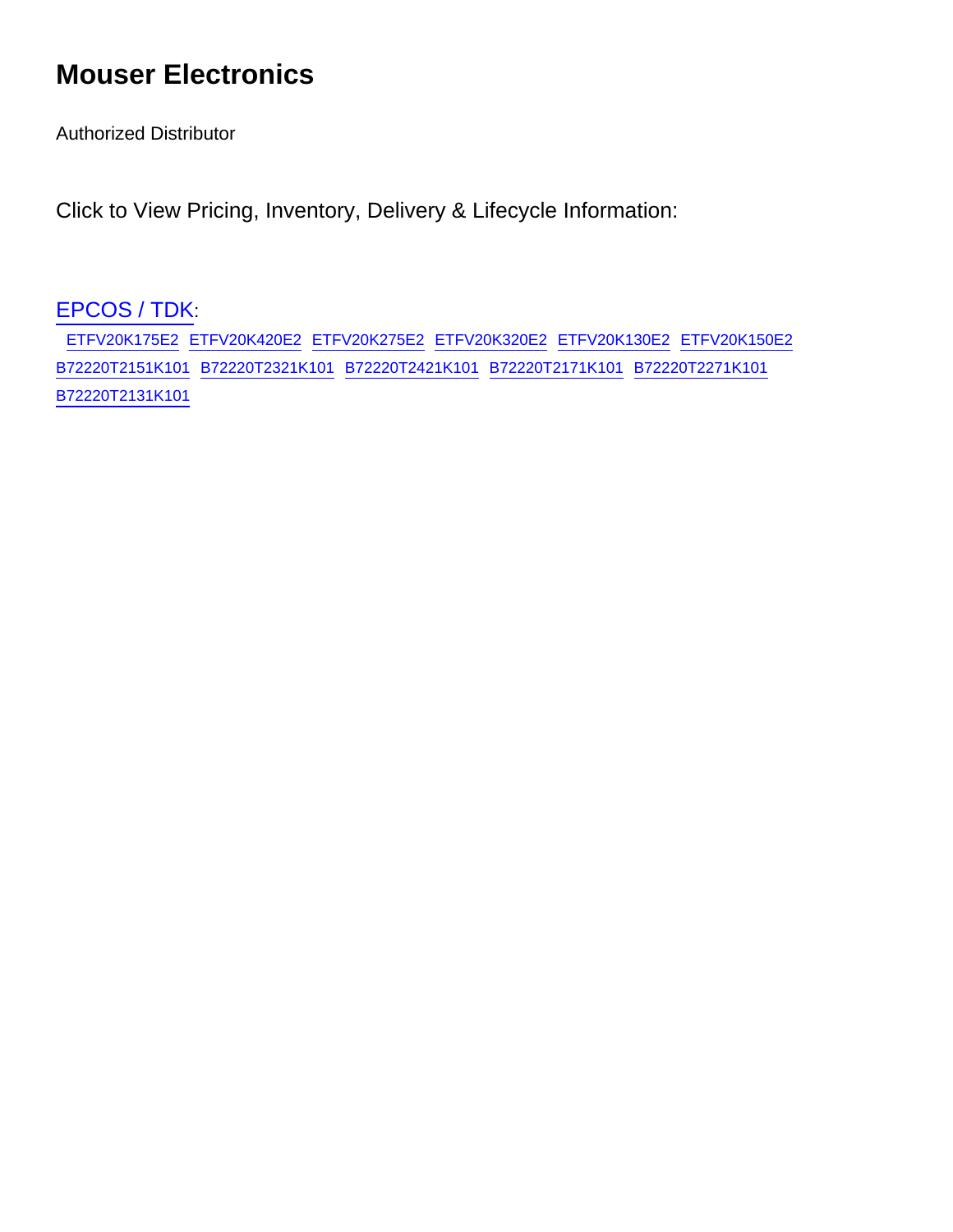# Mouser Electronics

Authorized Distributor

Click to View Pricing, Inventory, Delivery & Lifecycle Information:

EPCOS / TDK:

ETFV20K175E2 ETFV20K420E2 ETFV20K275E2 ETFV20K320E2 ETFV20K130E2 ETFV20K150E2 B72220T2151K101 B72220T2321K101 B72220T2421K101 B72220T2171K101 B72220T2271K101 B72220T2131K101